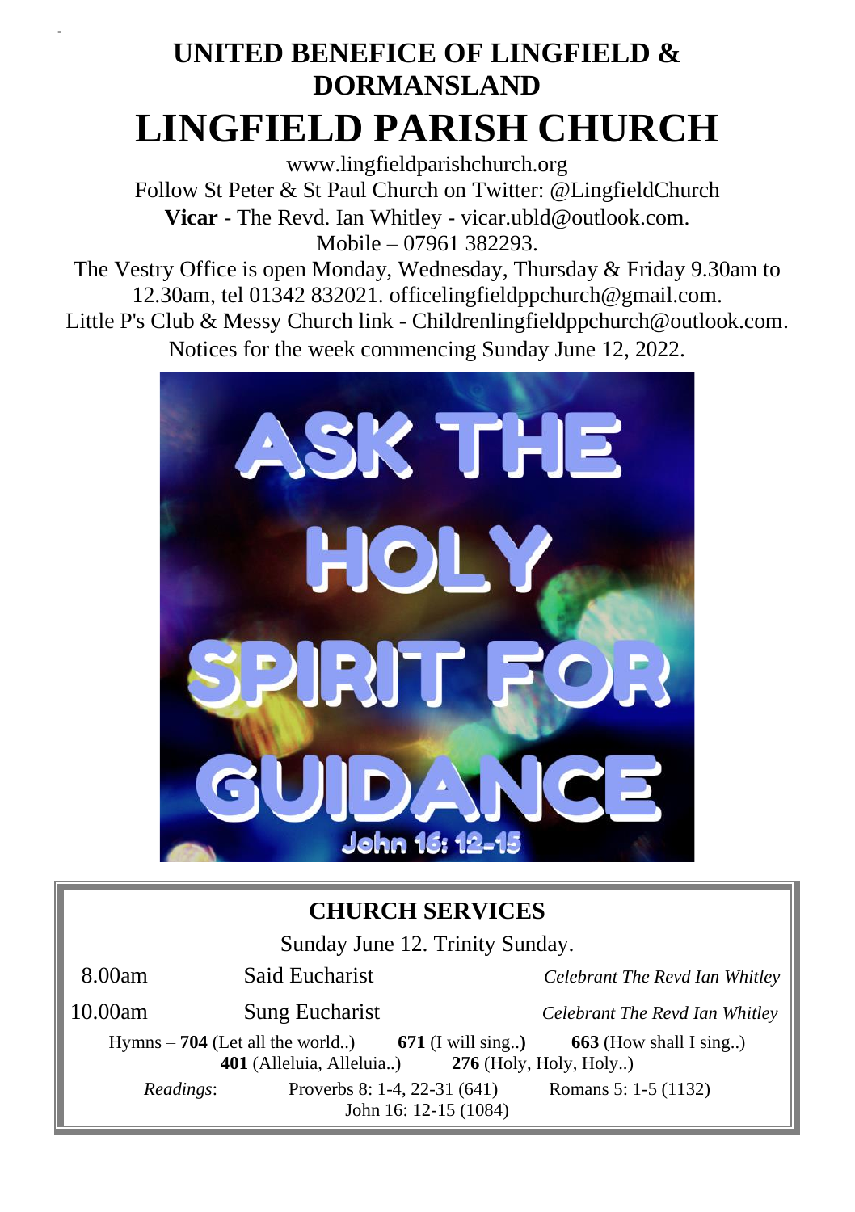# UNITED BENEFICE OF LINGFIELD & DORMANSLAND

# LINGFIELD PARISH CHURCH

www.lingfieldparishchurch.org

Follow St Peter & St Paul Church on Twitter: @LingfieldChurch

**Vicar** - The Revd. Ian Whitley - vicar.ubld@outlook.com.

Mobile – 07961 382293.

The Vestry Office is open Monday, Wednesday, Thursday & Friday 9.30am to 12.30am, tel 01342 832021. officelingfieldppchurch@gmail.com.

Little P's Club & Messy Church link - Childrenlingfieldppchurch@outlook.com.

Notices for the week commencing Sunday June 12, 2022.

ASK THE HOLY SPIRIT FOR GUIDANCE

John 16: 12-15

## CHURCH SERVICES

Sunday June 12. Trinity Sunday.

| | | |
|---|---|---|
| 8.00am | Said Eucharist | *Celebrant The Revd Ian Whitley* |
| 10.00am | Sung Eucharist | *Celebrant The Revd Ian Whitley* |

Hymns – **704** (Let all the world..) **671** (I will sing..) **663** (How shall I sing..) **401** (Alleluia, Alleluia..) **276** (Holy, Holy, Holy..)

*Readings*: Proverbs 8: 1-4, 22-31 (641) Romans 5: 1-5 (1132) John 16: 12-15 (1084)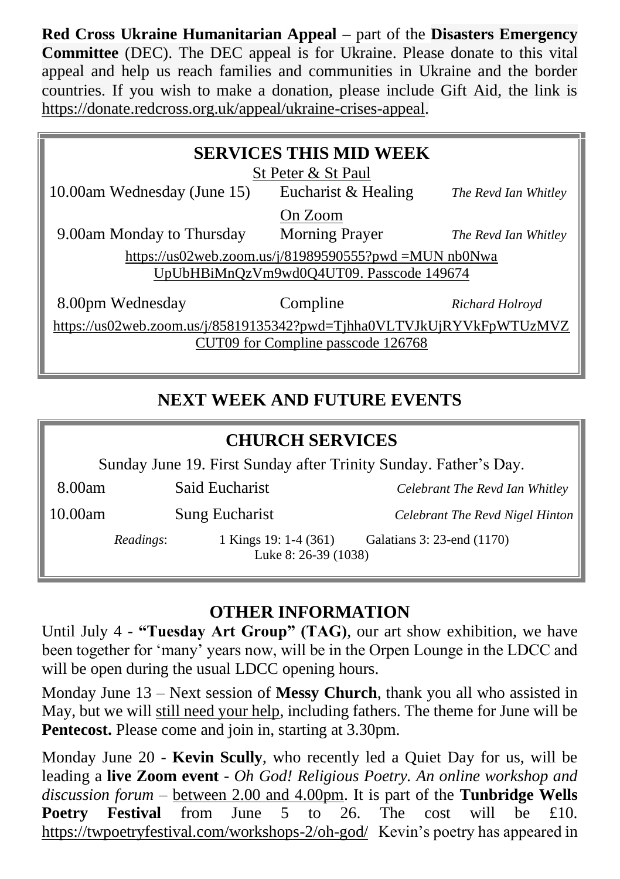**Red Cross Ukraine Humanitarian Appeal** – part of the **Disasters Emergency Committee** (DEC). The DEC appeal is for Ukraine. Please donate to this vital appeal and help us reach families and communities in Ukraine and the border countries. If you wish to make a donation, please include Gift Aid, the link is https://donate.redcross.org.uk/appeal/ukraine-crises-appeal.

## SERVICES THIS MID WEEK

St Peter & St Paul

| | | |
|---|---|---|
| 10.00am Wednesday (June 15) | Eucharist & Healing | *The Revd Ian Whitley* |

On Zoom

| | | |
|---|---|---|
| 9.00am Monday to Thursday | Morning Prayer | *The Revd Ian Whitley* |

https://us02web.zoom.us/j/81989590555?pwd =MUN nb0Nwa UpUbHBiMnQzVm9wd0Q4UT09. Passcode 149674

| | | |
|---|---|---|
| 8.00pm Wednesday | Compline | *Richard Holroyd* |

https://us02web.zoom.us/j/85819135342?pwd=Tjhha0VLTVJkUjRYVkFpWTUzMVZCUT09 for Compline passcode 126768

## NEXT WEEK AND FUTURE EVENTS

### CHURCH SERVICES

Sunday June 19. First Sunday after Trinity Sunday. Father's Day.

| | | |
|---|---|---|
| 8.00am | Said Eucharist | *Celebrant The Revd Ian Whitley* |
| 10.00am | Sung Eucharist | *Celebrant The Revd Nigel Hinton* |

*Readings*: 1 Kings 19: 1-4 (361) Galatians 3: 23-end (1170) Luke 8: 26-39 (1038)

## OTHER INFORMATION

Until July 4 - **"Tuesday Art Group" (TAG)**, our art show exhibition, we have been together for 'many' years now, will be in the Orpen Lounge in the LDCC and will be open during the usual LDCC opening hours.

Monday June 13 – Next session of **Messy Church**, thank you all who assisted in May, but we will still need your help, including fathers. The theme for June will be **Pentecost.** Please come and join in, starting at 3.30pm.

Monday June 20 - **Kevin Scully**, who recently led a Quiet Day for us, will be leading a **live Zoom event** - *Oh God! Religious Poetry. An online workshop and discussion forum* – between 2.00 and 4.00pm. It is part of the **Tunbridge Wells Poetry Festival** from June 5 to 26. The cost will be £10. https://twpoetryfestival.com/workshops-2/oh-god/ Kevin's poetry has appeared in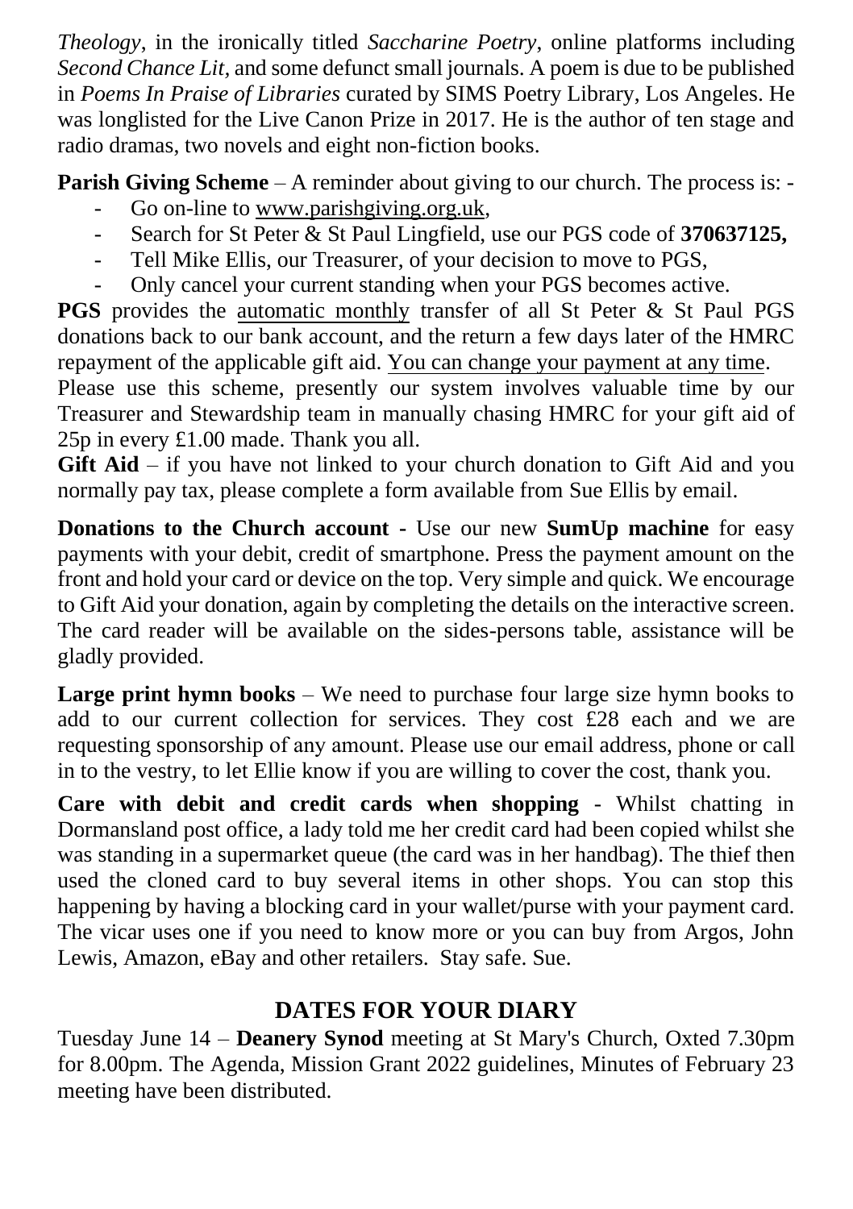*Theology*, in the ironically titled *Saccharine Poetry*, online platforms including *Second Chance Lit*, and some defunct small journals. A poem is due to be published in *Poems In Praise of Libraries* curated by SIMS Poetry Library, Los Angeles. He was longlisted for the Live Canon Prize in 2017. He is the author of ten stage and radio dramas, two novels and eight non-fiction books.

**Parish Giving Scheme** – A reminder about giving to our church. The process is: -

- Go on-line to www.parishgiving.org.uk,
- Search for St Peter & St Paul Lingfield, use our PGS code of **370637125,**
- Tell Mike Ellis, our Treasurer, of your decision to move to PGS,
- Only cancel your current standing when your PGS becomes active.

**PGS** provides the automatic monthly transfer of all St Peter & St Paul PGS donations back to our bank account, and the return a few days later of the HMRC repayment of the applicable gift aid. You can change your payment at any time.
Please use this scheme, presently our system involves valuable time by our Treasurer and Stewardship team in manually chasing HMRC for your gift aid of 25p in every £1.00 made. Thank you all.

**Gift Aid** – if you have not linked to your church donation to Gift Aid and you normally pay tax, please complete a form available from Sue Ellis by email.

**Donations to the Church account -** Use our new **SumUp machine** for easy payments with your debit, credit of smartphone. Press the payment amount on the front and hold your card or device on the top. Very simple and quick. We encourage to Gift Aid your donation, again by completing the details on the interactive screen. The card reader will be available on the sides-persons table, assistance will be gladly provided.

**Large print hymn books** – We need to purchase four large size hymn books to add to our current collection for services. They cost £28 each and we are requesting sponsorship of any amount. Please use our email address, phone or call in to the vestry, to let Ellie know if you are willing to cover the cost, thank you.

**Care with debit and credit cards when shopping** - Whilst chatting in Dormansland post office, a lady told me her credit card had been copied whilst she was standing in a supermarket queue (the card was in her handbag). The thief then used the cloned card to buy several items in other shops. You can stop this happening by having a blocking card in your wallet/purse with your payment card. The vicar uses one if you need to know more or you can buy from Argos, John Lewis, Amazon, eBay and other retailers. Stay safe. Sue.

## DATES FOR YOUR DIARY

Tuesday June 14 – **Deanery Synod** meeting at St Mary's Church, Oxted 7.30pm for 8.00pm. The Agenda, Mission Grant 2022 guidelines, Minutes of February 23 meeting have been distributed.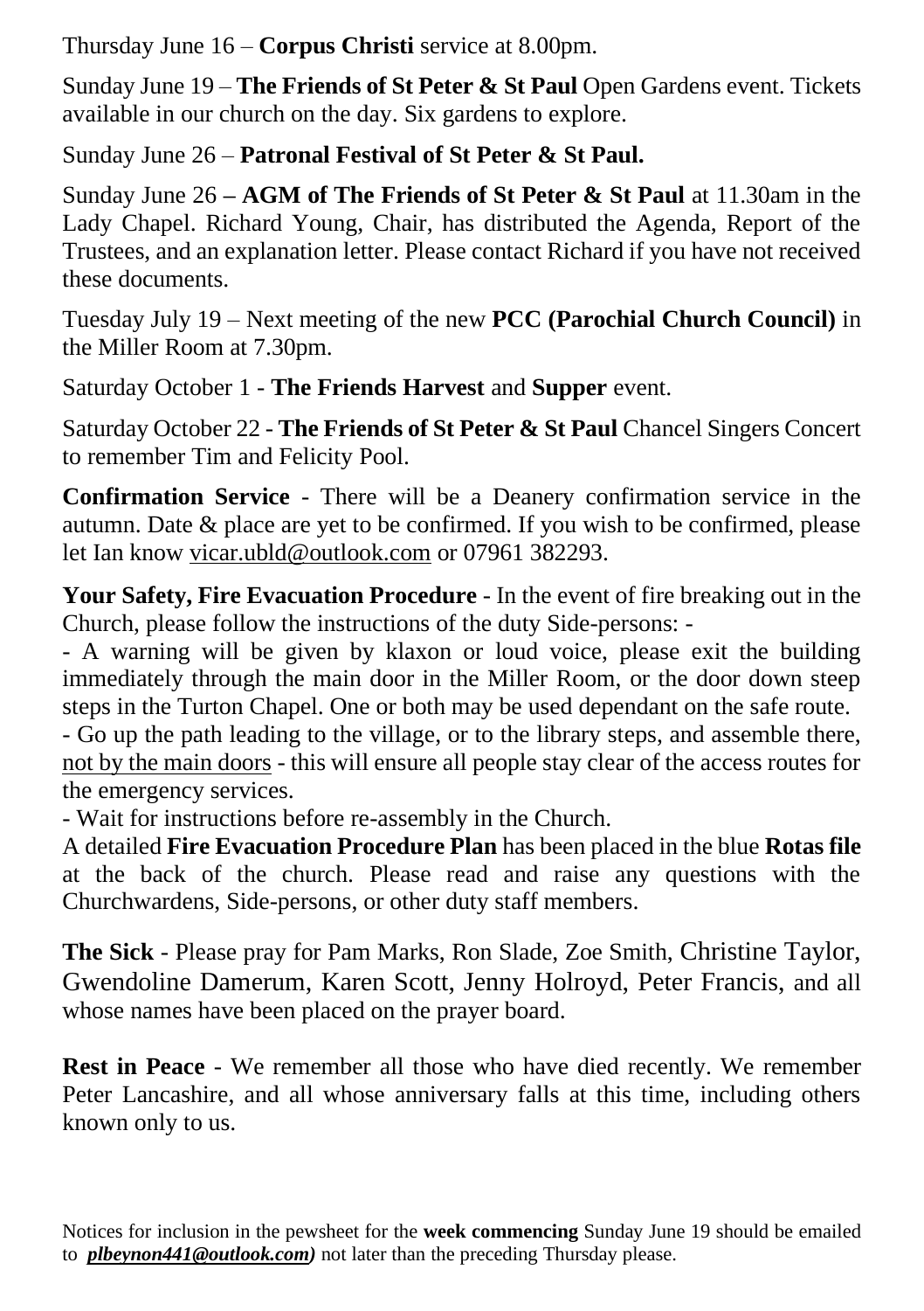Thursday June 16 – **Corpus Christi** service at 8.00pm.

Sunday June 19 – **The Friends of St Peter & St Paul** Open Gardens event. Tickets available in our church on the day. Six gardens to explore.

Sunday June 26 – **Patronal Festival of St Peter & St Paul.**

Sunday June 26 **– AGM of The Friends of St Peter & St Paul** at 11.30am in the Lady Chapel. Richard Young, Chair, has distributed the Agenda, Report of the Trustees, and an explanation letter. Please contact Richard if you have not received these documents.

Tuesday July 19 – Next meeting of the new **PCC (Parochial Church Council)** in the Miller Room at 7.30pm.

Saturday October 1 - **The Friends Harvest** and **Supper** event.

Saturday October 22 - **The Friends of St Peter & St Paul** Chancel Singers Concert to remember Tim and Felicity Pool.

**Confirmation Service** - There will be a Deanery confirmation service in the autumn. Date & place are yet to be confirmed. If you wish to be confirmed, please let Ian know vicar.ubld@outlook.com or 07961 382293.

**Your Safety, Fire Evacuation Procedure** - In the event of fire breaking out in the Church, please follow the instructions of the duty Side-persons: -

- A warning will be given by klaxon or loud voice, please exit the building immediately through the main door in the Miller Room, or the door down steep steps in the Turton Chapel. One or both may be used dependant on the safe route.
- Go up the path leading to the village, or to the library steps, and assemble there, not by the main doors - this will ensure all people stay clear of the access routes for the emergency services.
- Wait for instructions before re-assembly in the Church.

A detailed **Fire Evacuation Procedure Plan** has been placed in the blue **Rotas file** at the back of the church. Please read and raise any questions with the Churchwardens, Side-persons, or other duty staff members.

**The Sick** - Please pray for Pam Marks, Ron Slade, Zoe Smith, Christine Taylor, Gwendoline Damerum, Karen Scott, Jenny Holroyd, Peter Francis, and all whose names have been placed on the prayer board.

**Rest in Peace** - We remember all those who have died recently. We remember Peter Lancashire, and all whose anniversary falls at this time, including others known only to us.

Notices for inclusion in the pewsheet for the **week commencing** Sunday June 19 should be emailed to ***plbeynon441@outlook.com)*** not later than the preceding Thursday please.